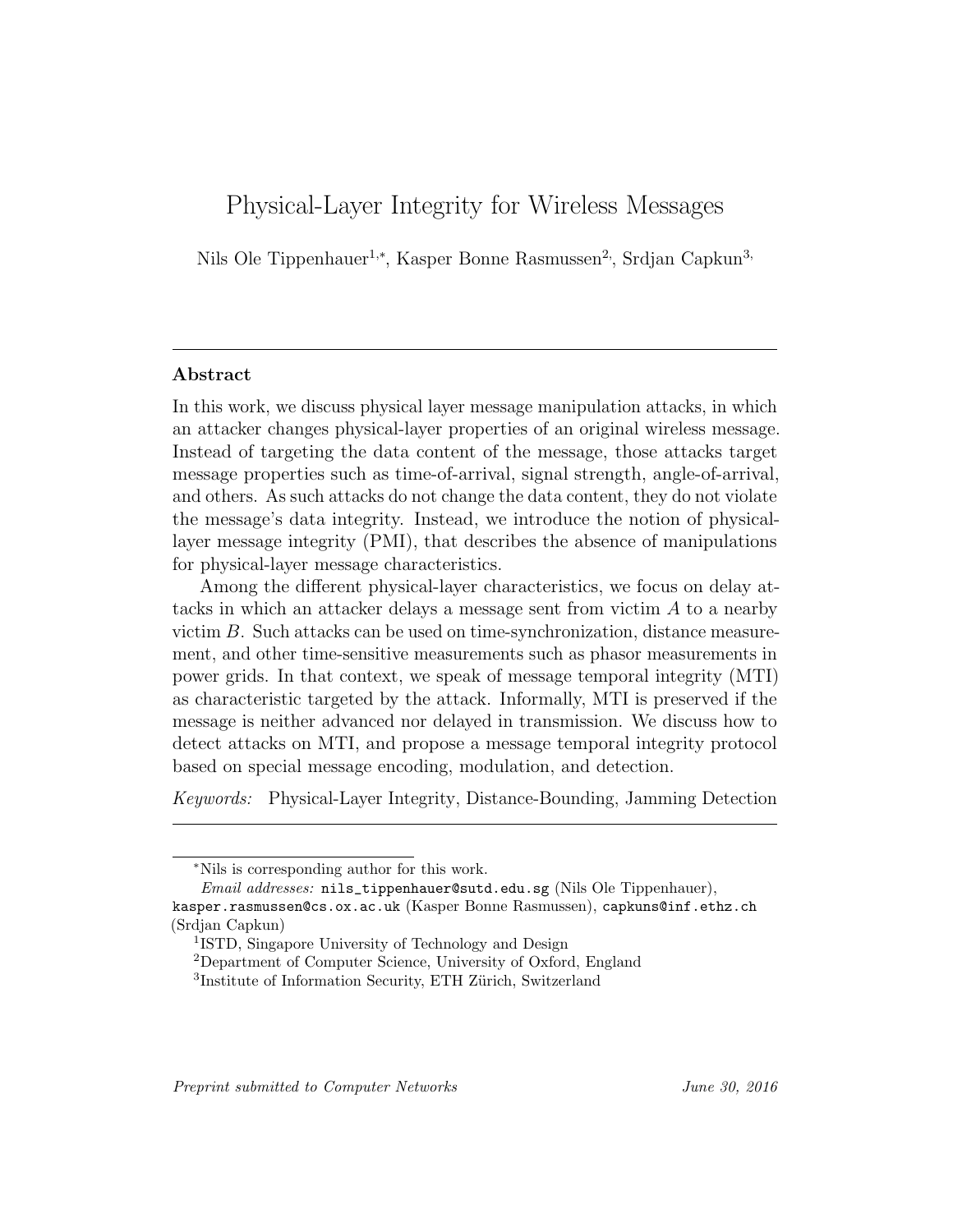# Physical-Layer Integrity for Wireless Messages

Nils Ole Tippenhauer[1,*], Kasper Bonne Rasmussen[2], Srdjan Capkun[3]

## Abstract

In this work, we discuss physical layer message manipulation attacks, in which an attacker changes physical-layer properties of an original wireless message. Instead of targeting the data content of the message, those attacks target message properties such as time-of-arrival, signal strength, angle-of-arrival, and others. As such attacks do not change the data content, they do not violate the message's data integrity. Instead, we introduce the notion of physical-layer message integrity (PMI), that describes the absence of manipulations for physical-layer message characteristics.

Among the different physical-layer characteristics, we focus on delay attacks in which an attacker delays a message sent from victim $A$ to a nearby victim $B$. Such attacks can be used on time-synchronization, distance measurement, and other time-sensitive measurements such as phasor measurements in power grids. In that context, we speak of message temporal integrity (MTI) as characteristic targeted by the attack. Informally, MTI is preserved if the message is neither advanced nor delayed in transmission. We discuss how to detect attacks on MTI, and propose a message temporal integrity protocol based on special message encoding, modulation, and detection.

*Keywords:* Physical-Layer Integrity, Distance-Bounding, Jamming Detection

---

[*] Nils is corresponding author for this work.

*Email addresses:* `nils_tippenhauer@sutd.edu.sg` (Nils Ole Tippenhauer), `kasper.rasmussen@cs.ox.ac.uk` (Kasper Bonne Rasmussen), `capkuns@inf.ethz.ch` (Srdjan Capkun)

[1] ISTD, Singapore University of Technology and Design

[2] Department of Computer Science, University of Oxford, England

[3] Institute of Information Security, ETH Zürich, Switzerland

*Preprint submitted to Computer Networks* *June 30, 2016*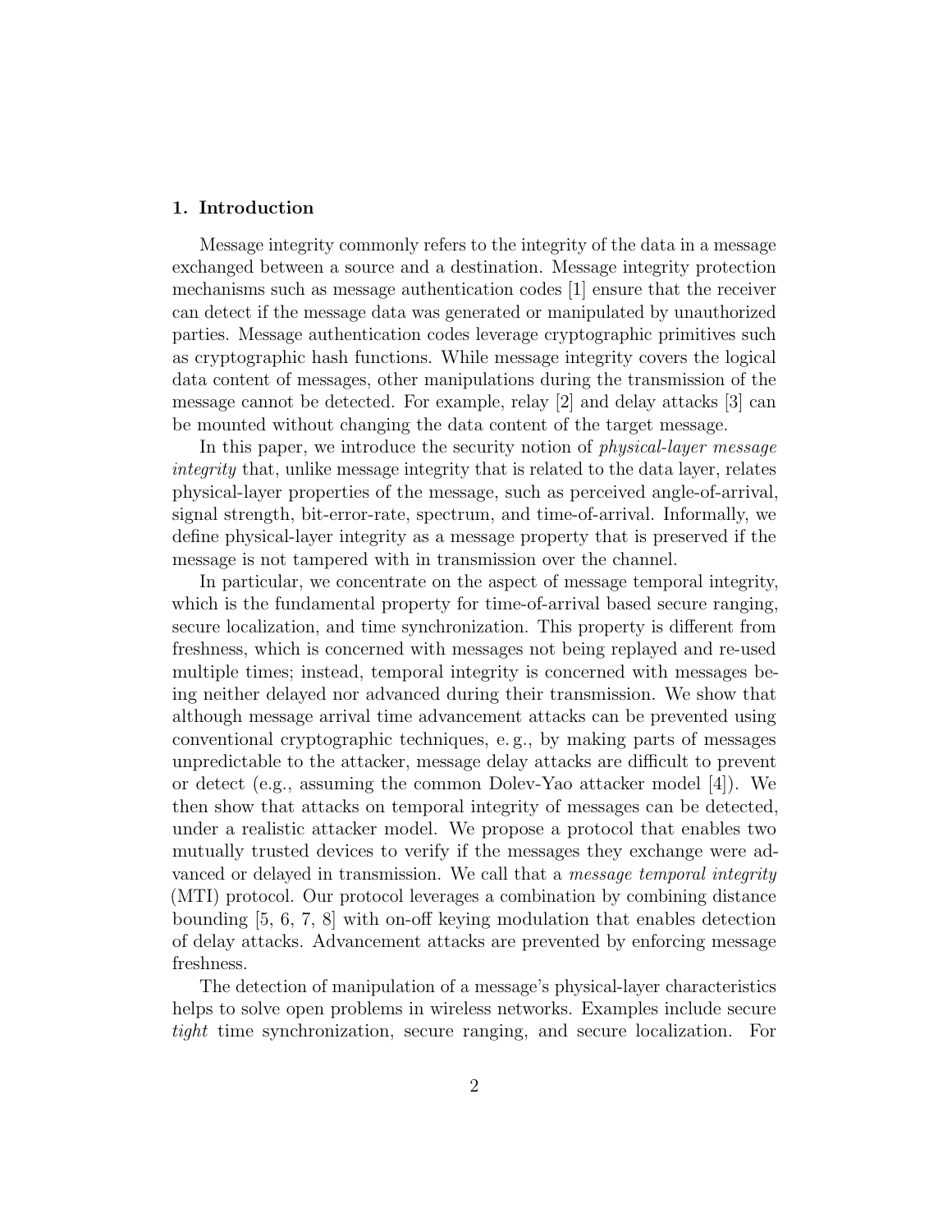## 1. Introduction

Message integrity commonly refers to the integrity of the data in a message exchanged between a source and a destination. Message integrity protection mechanisms such as message authentication codes [1] ensure that the receiver can detect if the message data was generated or manipulated by unauthorized parties. Message authentication codes leverage cryptographic primitives such as cryptographic hash functions. While message integrity covers the logical data content of messages, other manipulations during the transmission of the message cannot be detected. For example, relay [2] and delay attacks [3] can be mounted without changing the data content of the target message.

In this paper, we introduce the security notion of *physical-layer message integrity* that, unlike message integrity that is related to the data layer, relates physical-layer properties of the message, such as perceived angle-of-arrival, signal strength, bit-error-rate, spectrum, and time-of-arrival. Informally, we define physical-layer integrity as a message property that is preserved if the message is not tampered with in transmission over the channel.

In particular, we concentrate on the aspect of message temporal integrity, which is the fundamental property for time-of-arrival based secure ranging, secure localization, and time synchronization. This property is different from freshness, which is concerned with messages not being replayed and re-used multiple times; instead, temporal integrity is concerned with messages being neither delayed nor advanced during their transmission. We show that although message arrival time advancement attacks can be prevented using conventional cryptographic techniques, e. g., by making parts of messages unpredictable to the attacker, message delay attacks are difficult to prevent or detect (e.g., assuming the common Dolev-Yao attacker model [4]). We then show that attacks on temporal integrity of messages can be detected, under a realistic attacker model. We propose a protocol that enables two mutually trusted devices to verify if the messages they exchange were advanced or delayed in transmission. We call that a *message temporal integrity* (MTI) protocol. Our protocol leverages a combination by combining distance bounding [5, 6, 7, 8] with on-off keying modulation that enables detection of delay attacks. Advancement attacks are prevented by enforcing message freshness.

The detection of manipulation of a message's physical-layer characteristics helps to solve open problems in wireless networks. Examples include secure *tight* time synchronization, secure ranging, and secure localization. For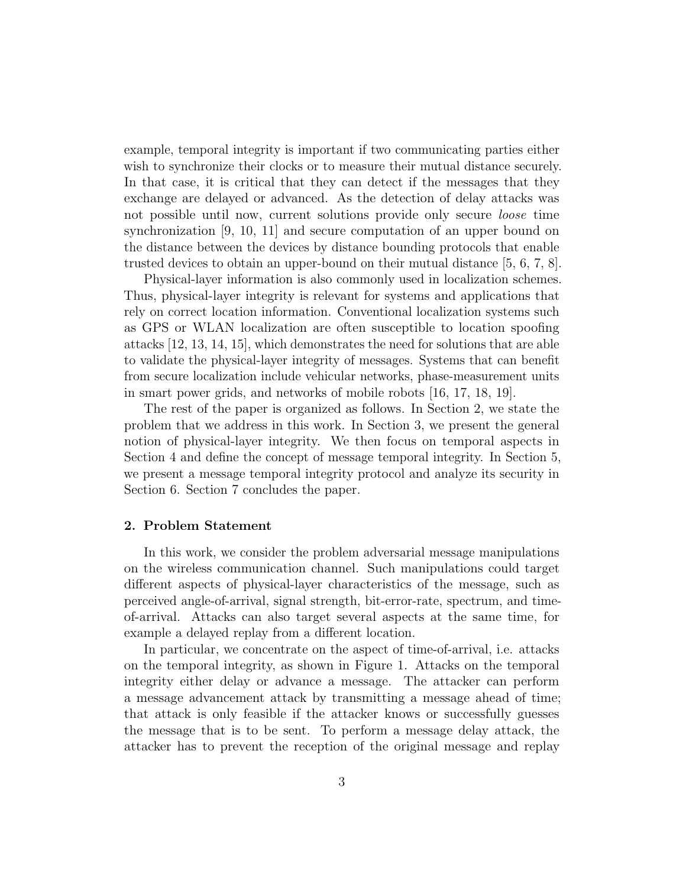example, temporal integrity is important if two communicating parties either wish to synchronize their clocks or to measure their mutual distance securely. In that case, it is critical that they can detect if the messages that they exchange are delayed or advanced. As the detection of delay attacks was not possible until now, current solutions provide only secure *loose* time synchronization [9, 10, 11] and secure computation of an upper bound on the distance between the devices by distance bounding protocols that enable trusted devices to obtain an upper-bound on their mutual distance [5, 6, 7, 8].

Physical-layer information is also commonly used in localization schemes. Thus, physical-layer integrity is relevant for systems and applications that rely on correct location information. Conventional localization systems such as GPS or WLAN localization are often susceptible to location spoofing attacks [12, 13, 14, 15], which demonstrates the need for solutions that are able to validate the physical-layer integrity of messages. Systems that can benefit from secure localization include vehicular networks, phase-measurement units in smart power grids, and networks of mobile robots [16, 17, 18, 19].

The rest of the paper is organized as follows. In Section 2, we state the problem that we address in this work. In Section 3, we present the general notion of physical-layer integrity. We then focus on temporal aspects in Section 4 and define the concept of message temporal integrity. In Section 5, we present a message temporal integrity protocol and analyze its security in Section 6. Section 7 concludes the paper.

## 2. Problem Statement

In this work, we consider the problem adversarial message manipulations on the wireless communication channel. Such manipulations could target different aspects of physical-layer characteristics of the message, such as perceived angle-of-arrival, signal strength, bit-error-rate, spectrum, and time-of-arrival. Attacks can also target several aspects at the same time, for example a delayed replay from a different location.

In particular, we concentrate on the aspect of time-of-arrival, i.e. attacks on the temporal integrity, as shown in Figure 1. Attacks on the temporal integrity either delay or advance a message. The attacker can perform a message advancement attack by transmitting a message ahead of time; that attack is only feasible if the attacker knows or successfully guesses the message that is to be sent. To perform a message delay attack, the attacker has to prevent the reception of the original message and replay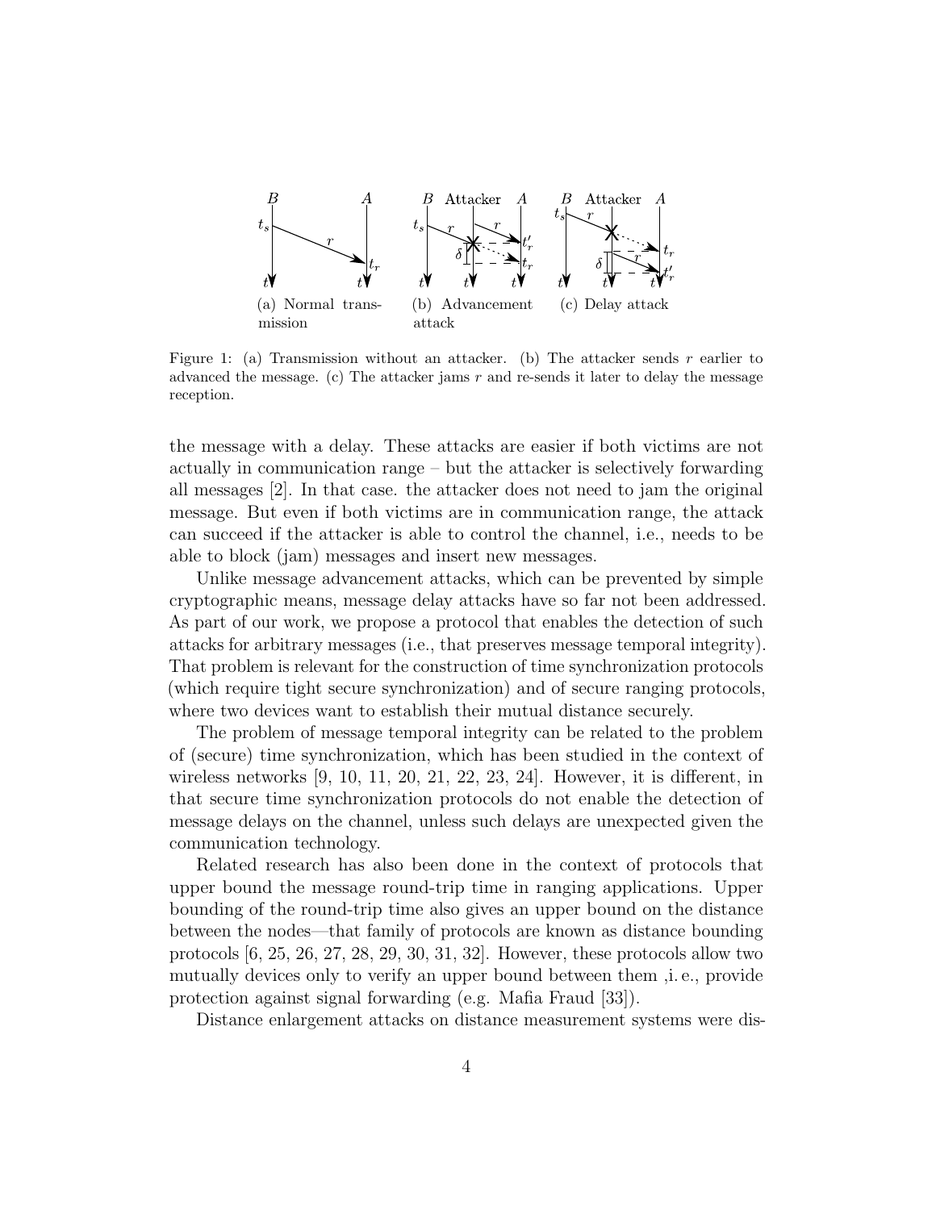(a) Normal transmission (b) Advancement attack (c) Delay attack

Figure 1: (a) Transmission without an attacker. (b) The attacker sends $r$ earlier to advanced the message. (c) The attacker jams $r$ and re-sends it later to delay the message reception.

the message with a delay. These attacks are easier if both victims are not actually in communication range – but the attacker is selectively forwarding all messages [2]. In that case. the attacker does not need to jam the original message. But even if both victims are in communication range, the attack can succeed if the attacker is able to control the channel, i.e., needs to be able to block (jam) messages and insert new messages.

Unlike message advancement attacks, which can be prevented by simple cryptographic means, message delay attacks have so far not been addressed. As part of our work, we propose a protocol that enables the detection of such attacks for arbitrary messages (i.e., that preserves message temporal integrity). That problem is relevant for the construction of time synchronization protocols (which require tight secure synchronization) and of secure ranging protocols, where two devices want to establish their mutual distance securely.

The problem of message temporal integrity can be related to the problem of (secure) time synchronization, which has been studied in the context of wireless networks [9, 10, 11, 20, 21, 22, 23, 24]. However, it is different, in that secure time synchronization protocols do not enable the detection of message delays on the channel, unless such delays are unexpected given the communication technology.

Related research has also been done in the context of protocols that upper bound the message round-trip time in ranging applications. Upper bounding of the round-trip time also gives an upper bound on the distance between the nodes—that family of protocols are known as distance bounding protocols [6, 25, 26, 27, 28, 29, 30, 31, 32]. However, these protocols allow two mutually devices only to verify an upper bound between them ,i. e., provide protection against signal forwarding (e.g. Mafia Fraud [33]).

Distance enlargement attacks on distance measurement systems were dis-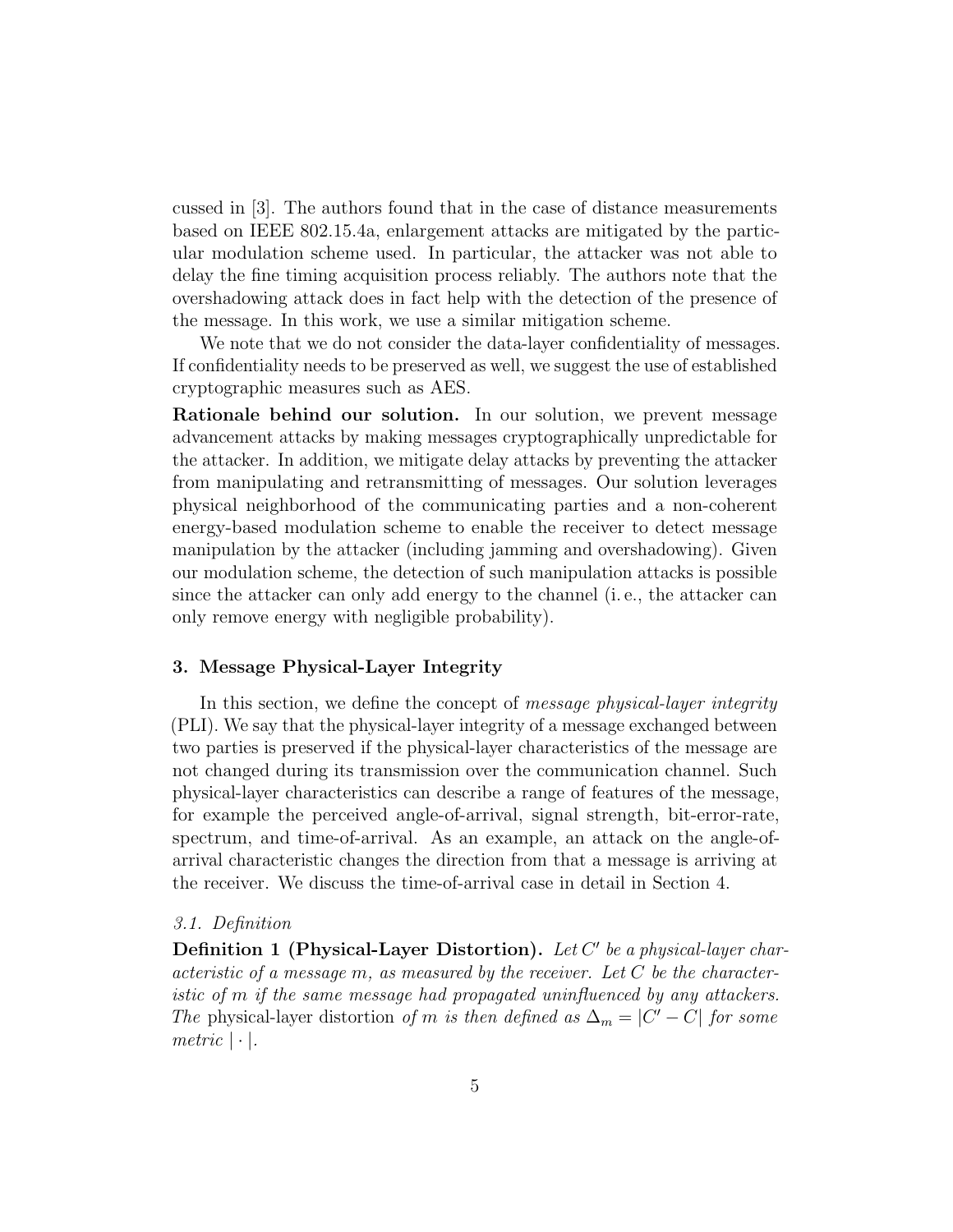cussed in [3]. The authors found that in the case of distance measurements based on IEEE 802.15.4a, enlargement attacks are mitigated by the particular modulation scheme used. In particular, the attacker was not able to delay the fine timing acquisition process reliably. The authors note that the overshadowing attack does in fact help with the detection of the presence of the message. In this work, we use a similar mitigation scheme.

We note that we do not consider the data-layer confidentiality of messages. If confidentiality needs to be preserved as well, we suggest the use of established cryptographic measures such as AES.

**Rationale behind our solution.** In our solution, we prevent message advancement attacks by making messages cryptographically unpredictable for the attacker. In addition, we mitigate delay attacks by preventing the attacker from manipulating and retransmitting of messages. Our solution leverages physical neighborhood of the communicating parties and a non-coherent energy-based modulation scheme to enable the receiver to detect message manipulation by the attacker (including jamming and overshadowing). Given our modulation scheme, the detection of such manipulation attacks is possible since the attacker can only add energy to the channel (i. e., the attacker can only remove energy with negligible probability).

## 3. Message Physical-Layer Integrity

In this section, we define the concept of *message physical-layer integrity* (PLI). We say that the physical-layer integrity of a message exchanged between two parties is preserved if the physical-layer characteristics of the message are not changed during its transmission over the communication channel. Such physical-layer characteristics can describe a range of features of the message, for example the perceived angle-of-arrival, signal strength, bit-error-rate, spectrum, and time-of-arrival. As an example, an attack on the angle-of-arrival characteristic changes the direction from that a message is arriving at the receiver. We discuss the time-of-arrival case in detail in Section 4.

### *3.1. Definition*

**Definition 1 (Physical-Layer Distortion).** *Let $C'$ be a physical-layer characteristic of a message $m$, as measured by the receiver. Let $C$ be the characteristic of $m$ if the same message had propagated uninfluenced by any attackers. The* physical-layer distortion *of $m$ is then defined as $\Delta_m = |C' - C|$ for some metric $|\cdot|$.*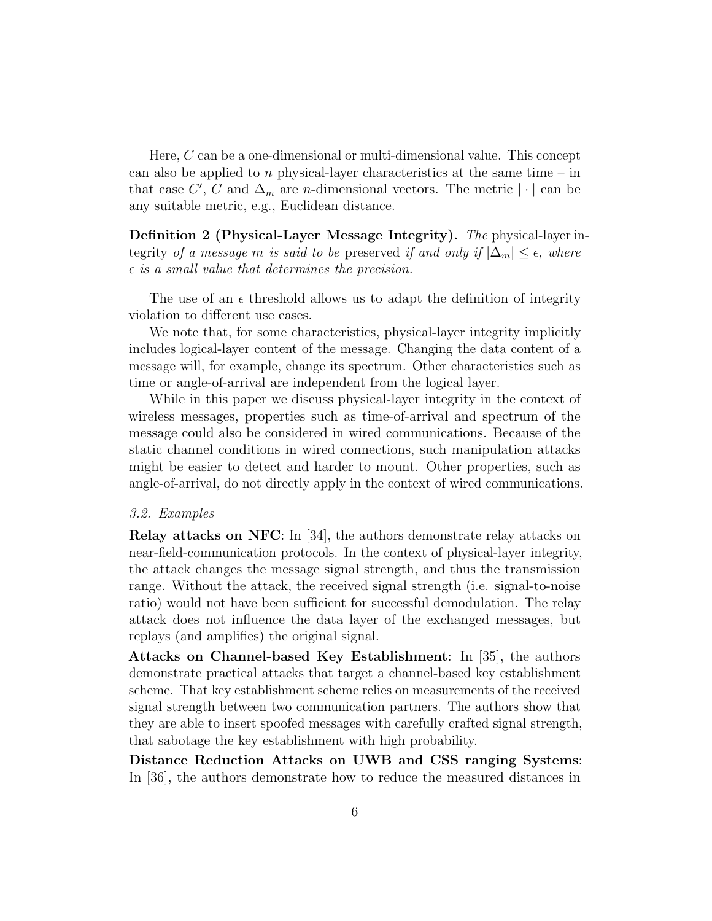Here, $C$ can be a one-dimensional or multi-dimensional value. This concept can also be applied to $n$ physical-layer characteristics at the same time – in that case $C'$, $C$ and $\Delta_m$ are $n$-dimensional vectors. The metric $|\cdot|$ can be any suitable metric, e.g., Euclidean distance.

**Definition 2 (Physical-Layer Message Integrity).** *The* physical-layer integrity *of a message $m$ is said to be* preserved *if and only if $|\Delta_m| \leq \epsilon$, where $\epsilon$ is a small value that determines the precision.*

The use of an $\epsilon$ threshold allows us to adapt the definition of integrity violation to different use cases.

We note that, for some characteristics, physical-layer integrity implicitly includes logical-layer content of the message. Changing the data content of a message will, for example, change its spectrum. Other characteristics such as time or angle-of-arrival are independent from the logical layer.

While in this paper we discuss physical-layer integrity in the context of wireless messages, properties such as time-of-arrival and spectrum of the message could also be considered in wired communications. Because of the static channel conditions in wired connections, such manipulation attacks might be easier to detect and harder to mount. Other properties, such as angle-of-arrival, do not directly apply in the context of wired communications.

### 3.2. Examples

**Relay attacks on NFC**: In [34], the authors demonstrate relay attacks on near-field-communication protocols. In the context of physical-layer integrity, the attack changes the message signal strength, and thus the transmission range. Without the attack, the received signal strength (i.e. signal-to-noise ratio) would not have been sufficient for successful demodulation. The relay attack does not influence the data layer of the exchanged messages, but replays (and amplifies) the original signal.

**Attacks on Channel-based Key Establishment**: In [35], the authors demonstrate practical attacks that target a channel-based key establishment scheme. That key establishment scheme relies on measurements of the received signal strength between two communication partners. The authors show that they are able to insert spoofed messages with carefully crafted signal strength, that sabotage the key establishment with high probability.

**Distance Reduction Attacks on UWB and CSS ranging Systems**: In [36], the authors demonstrate how to reduce the measured distances in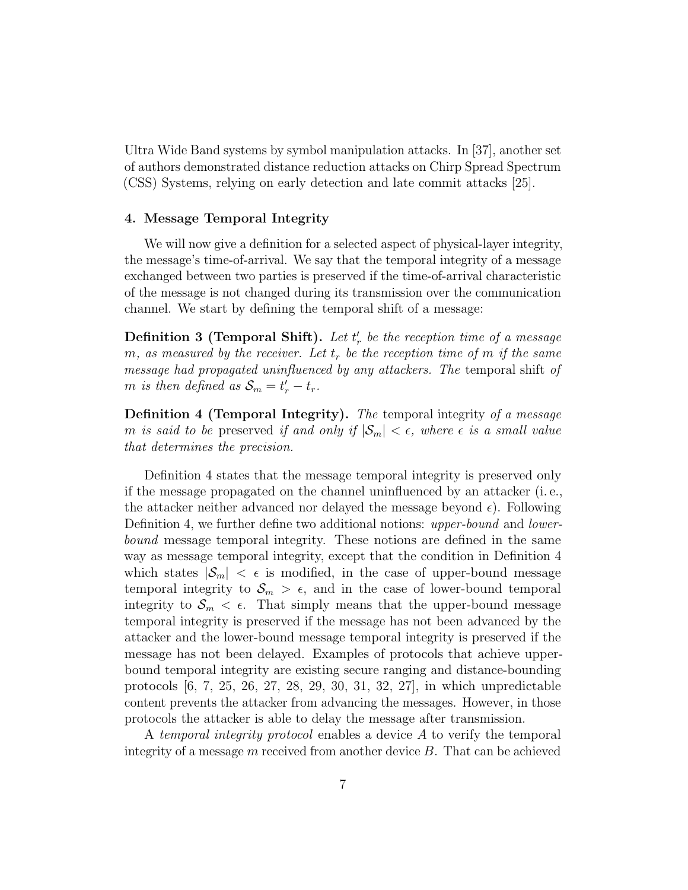Ultra Wide Band systems by symbol manipulation attacks. In [37], another set of authors demonstrated distance reduction attacks on Chirp Spread Spectrum (CSS) Systems, relying on early detection and late commit attacks [25].

### 4. Message Temporal Integrity

We will now give a definition for a selected aspect of physical-layer integrity, the message's time-of-arrival. We say that the temporal integrity of a message exchanged between two parties is preserved if the time-of-arrival characteristic of the message is not changed during its transmission over the communication channel. We start by defining the temporal shift of a message:

**Definition 3 (Temporal Shift).** *Let $t_r'$ be the reception time of a message $m$, as measured by the receiver. Let $t_r$ be the reception time of $m$ if the same message had propagated uninfluenced by any attackers. The* temporal shift *of $m$ is then defined as $\mathcal{S}_m = t_r' - t_r$.*

**Definition 4 (Temporal Integrity).** *The* temporal integrity *of a message $m$ is said to be* preserved *if and only if $|\mathcal{S}_m| < \epsilon$, where $\epsilon$ is a small value that determines the precision.*

Definition 4 states that the message temporal integrity is preserved only if the message propagated on the channel uninfluenced by an attacker (i. e., the attacker neither advanced nor delayed the message beyond $\epsilon$). Following Definition 4, we further define two additional notions: *upper-bound* and *lower-bound* message temporal integrity. These notions are defined in the same way as message temporal integrity, except that the condition in Definition 4 which states $|\mathcal{S}_m| < \epsilon$ is modified, in the case of upper-bound message temporal integrity to $\mathcal{S}_m > \epsilon$, and in the case of lower-bound temporal integrity to $\mathcal{S}_m < \epsilon$. That simply means that the upper-bound message temporal integrity is preserved if the message has not been advanced by the attacker and the lower-bound message temporal integrity is preserved if the message has not been delayed. Examples of protocols that achieve upper-bound temporal integrity are existing secure ranging and distance-bounding protocols [6, 7, 25, 26, 27, 28, 29, 30, 31, 32, 27], in which unpredictable content prevents the attacker from advancing the messages. However, in those protocols the attacker is able to delay the message after transmission.

A *temporal integrity protocol* enables a device $A$ to verify the temporal integrity of a message $m$ received from another device $B$. That can be achieved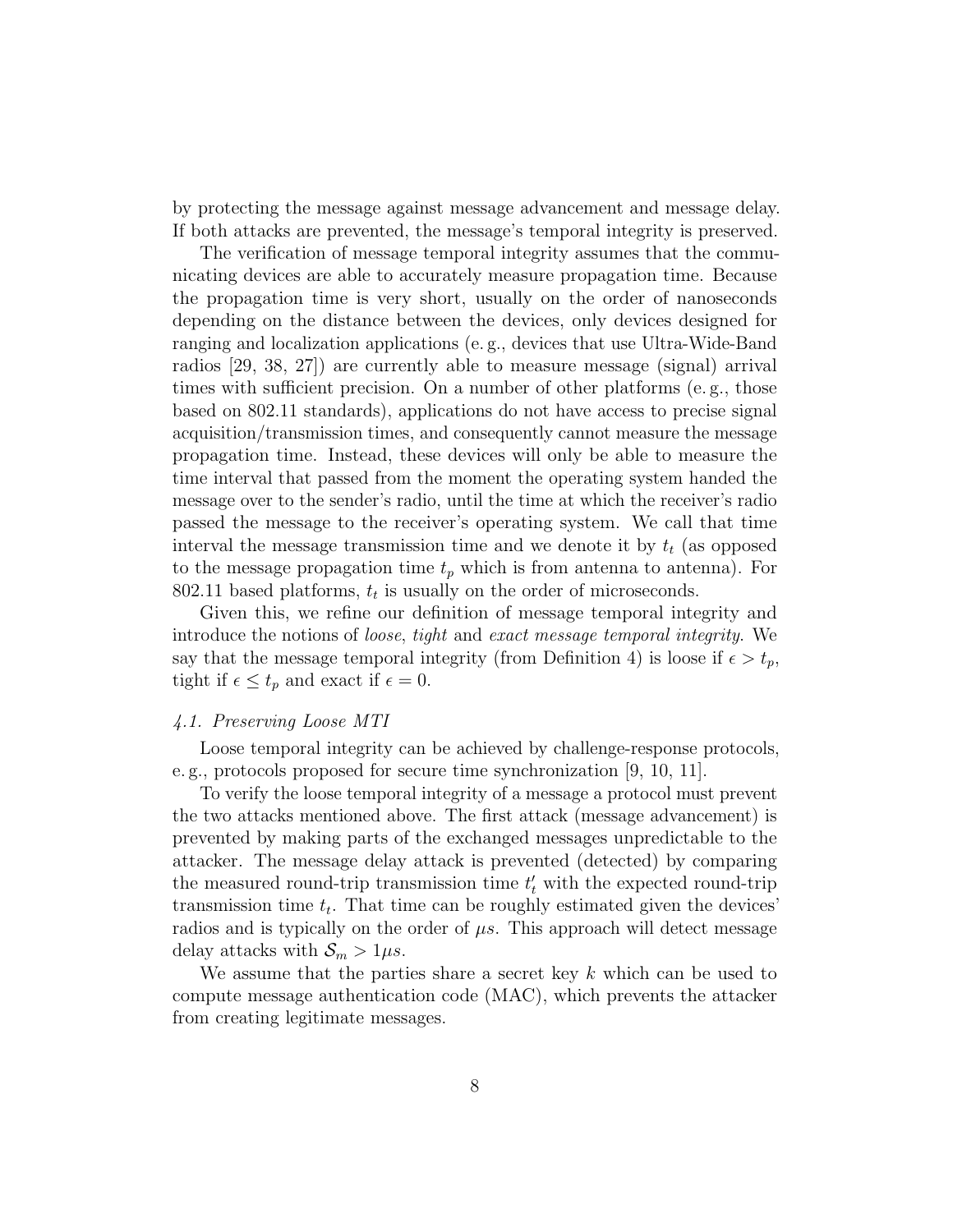by protecting the message against message advancement and message delay. If both attacks are prevented, the message's temporal integrity is preserved.

The verification of message temporal integrity assumes that the communicating devices are able to accurately measure propagation time. Because the propagation time is very short, usually on the order of nanoseconds depending on the distance between the devices, only devices designed for ranging and localization applications (e. g., devices that use Ultra-Wide-Band radios [29, 38, 27]) are currently able to measure message (signal) arrival times with sufficient precision. On a number of other platforms (e. g., those based on 802.11 standards), applications do not have access to precise signal acquisition/transmission times, and consequently cannot measure the message propagation time. Instead, these devices will only be able to measure the time interval that passed from the moment the operating system handed the message over to the sender's radio, until the time at which the receiver's radio passed the message to the receiver's operating system. We call that time interval the message transmission time and we denote it by $t_t$ (as opposed to the message propagation time $t_p$ which is from antenna to antenna). For 802.11 based platforms, $t_t$ is usually on the order of microseconds.

Given this, we refine our definition of message temporal integrity and introduce the notions of *loose*, *tight* and *exact message temporal integrity*. We say that the message temporal integrity (from Definition 4) is loose if $\epsilon > t_p$, tight if $\epsilon \leq t_p$ and exact if $\epsilon = 0$.

### *4.1. Preserving Loose MTI*

Loose temporal integrity can be achieved by challenge-response protocols, e. g., protocols proposed for secure time synchronization [9, 10, 11].

To verify the loose temporal integrity of a message a protocol must prevent the two attacks mentioned above. The first attack (message advancement) is prevented by making parts of the exchanged messages unpredictable to the attacker. The message delay attack is prevented (detected) by comparing the measured round-trip transmission time $t_t'$ with the expected round-trip transmission time $t_t$. That time can be roughly estimated given the devices' radios and is typically on the order of $\mu s$. This approach will detect message delay attacks with $\mathcal{S}_m > 1\mu s$.

We assume that the parties share a secret key $k$ which can be used to compute message authentication code (MAC), which prevents the attacker from creating legitimate messages.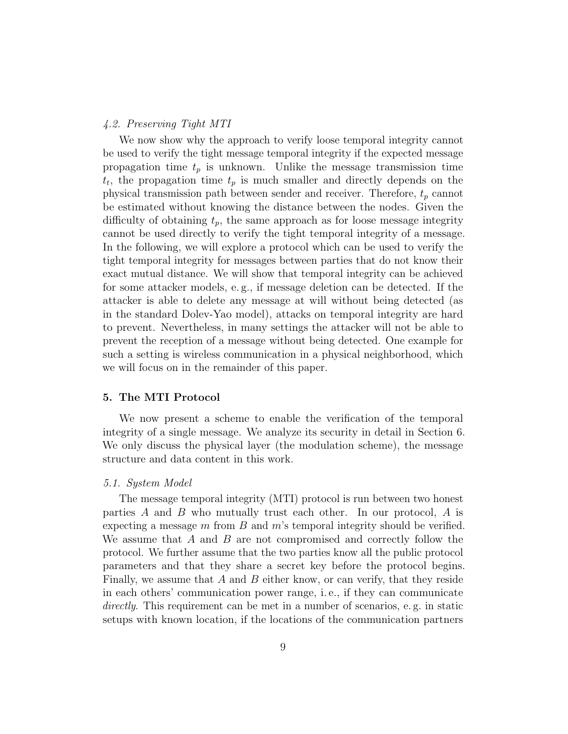### 4.2. Preserving Tight MTI

We now show why the approach to verify loose temporal integrity cannot be used to verify the tight message temporal integrity if the expected message propagation time $t_p$ is unknown. Unlike the message transmission time $t_t$, the propagation time $t_p$ is much smaller and directly depends on the physical transmission path between sender and receiver. Therefore, $t_p$ cannot be estimated without knowing the distance between the nodes. Given the difficulty of obtaining $t_p$, the same approach as for loose message integrity cannot be used directly to verify the tight temporal integrity of a message. In the following, we will explore a protocol which can be used to verify the tight temporal integrity for messages between parties that do not know their exact mutual distance. We will show that temporal integrity can be achieved for some attacker models, e. g., if message deletion can be detected. If the attacker is able to delete any message at will without being detected (as in the standard Dolev-Yao model), attacks on temporal integrity are hard to prevent. Nevertheless, in many settings the attacker will not be able to prevent the reception of a message without being detected. One example for such a setting is wireless communication in a physical neighborhood, which we will focus on in the remainder of this paper.

## 5. The MTI Protocol

We now present a scheme to enable the verification of the temporal integrity of a single message. We analyze its security in detail in Section 6. We only discuss the physical layer (the modulation scheme), the message structure and data content in this work.

### 5.1. System Model

The message temporal integrity (MTI) protocol is run between two honest parties $A$ and $B$ who mutually trust each other. In our protocol, $A$ is expecting a message $m$ from $B$ and $m$'s temporal integrity should be verified. We assume that $A$ and $B$ are not compromised and correctly follow the protocol. We further assume that the two parties know all the public protocol parameters and that they share a secret key before the protocol begins. Finally, we assume that $A$ and $B$ either know, or can verify, that they reside in each others' communication power range, i. e., if they can communicate *directly*. This requirement can be met in a number of scenarios, e. g. in static setups with known location, if the locations of the communication partners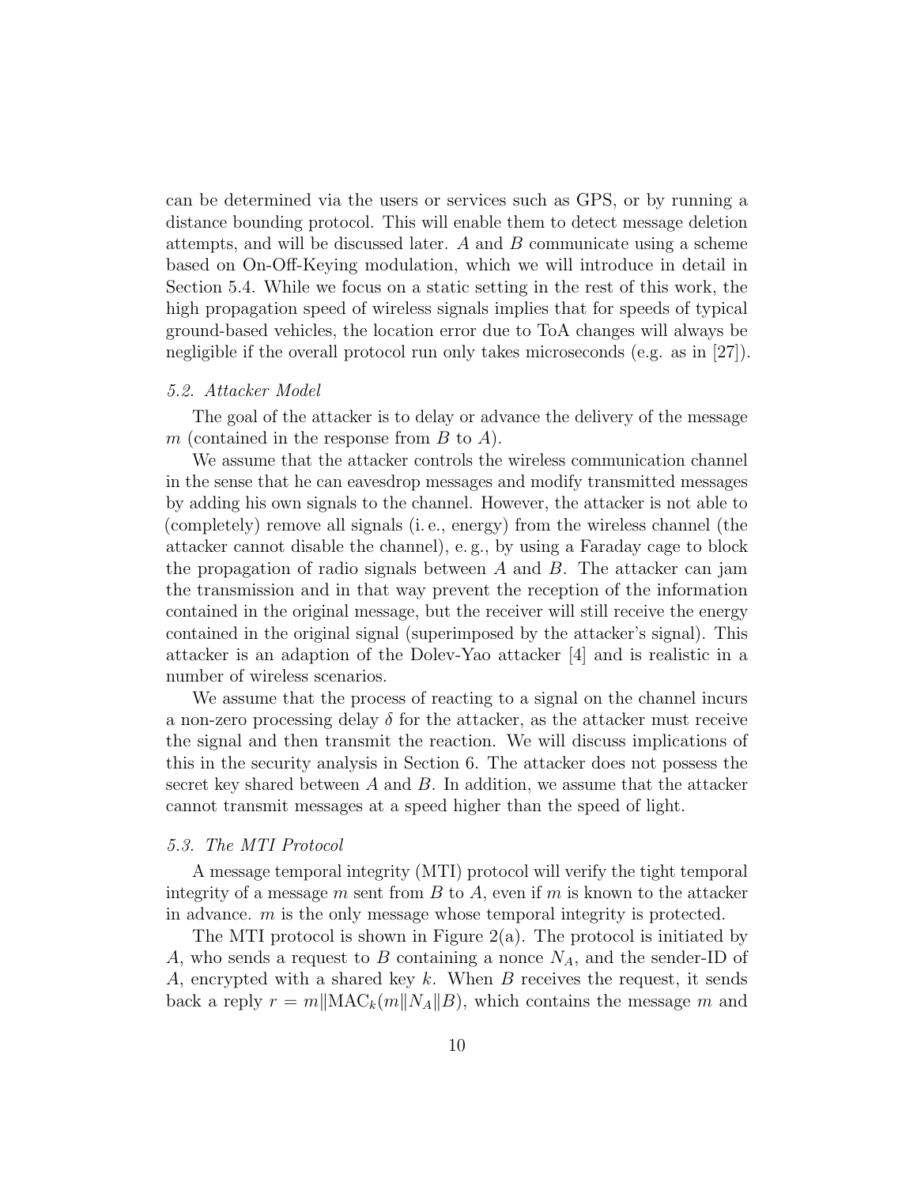can be determined via the users or services such as GPS, or by running a distance bounding protocol. This will enable them to detect message deletion attempts, and will be discussed later. $A$ and $B$ communicate using a scheme based on On-Off-Keying modulation, which we will introduce in detail in Section 5.4. While we focus on a static setting in the rest of this work, the high propagation speed of wireless signals implies that for speeds of typical ground-based vehicles, the location error due to ToA changes will always be negligible if the overall protocol run only takes microseconds (e.g. as in [27]).

### *5.2. Attacker Model*

The goal of the attacker is to delay or advance the delivery of the message $m$ (contained in the response from $B$ to $A$).

We assume that the attacker controls the wireless communication channel in the sense that he can eavesdrop messages and modify transmitted messages by adding his own signals to the channel. However, the attacker is not able to (completely) remove all signals (i. e., energy) from the wireless channel (the attacker cannot disable the channel), e. g., by using a Faraday cage to block the propagation of radio signals between $A$ and $B$. The attacker can jam the transmission and in that way prevent the reception of the information contained in the original message, but the receiver will still receive the energy contained in the original signal (superimposed by the attacker's signal). This attacker is an adaption of the Dolev-Yao attacker [4] and is realistic in a number of wireless scenarios.

We assume that the process of reacting to a signal on the channel incurs a non-zero processing delay $\delta$ for the attacker, as the attacker must receive the signal and then transmit the reaction. We will discuss implications of this in the security analysis in Section 6. The attacker does not possess the secret key shared between $A$ and $B$. In addition, we assume that the attacker cannot transmit messages at a speed higher than the speed of light.

### *5.3. The MTI Protocol*

A message temporal integrity (MTI) protocol will verify the tight temporal integrity of a message $m$ sent from $B$ to $A$, even if $m$ is known to the attacker in advance. $m$ is the only message whose temporal integrity is protected.

The MTI protocol is shown in Figure 2(a). The protocol is initiated by $A$, who sends a request to $B$ containing a nonce $N_A$, and the sender-ID of $A$, encrypted with a shared key $k$. When $B$ receives the request, it sends back a reply $r = m \| \mathrm{MAC}_k(m \| N_A \| B)$, which contains the message $m$ and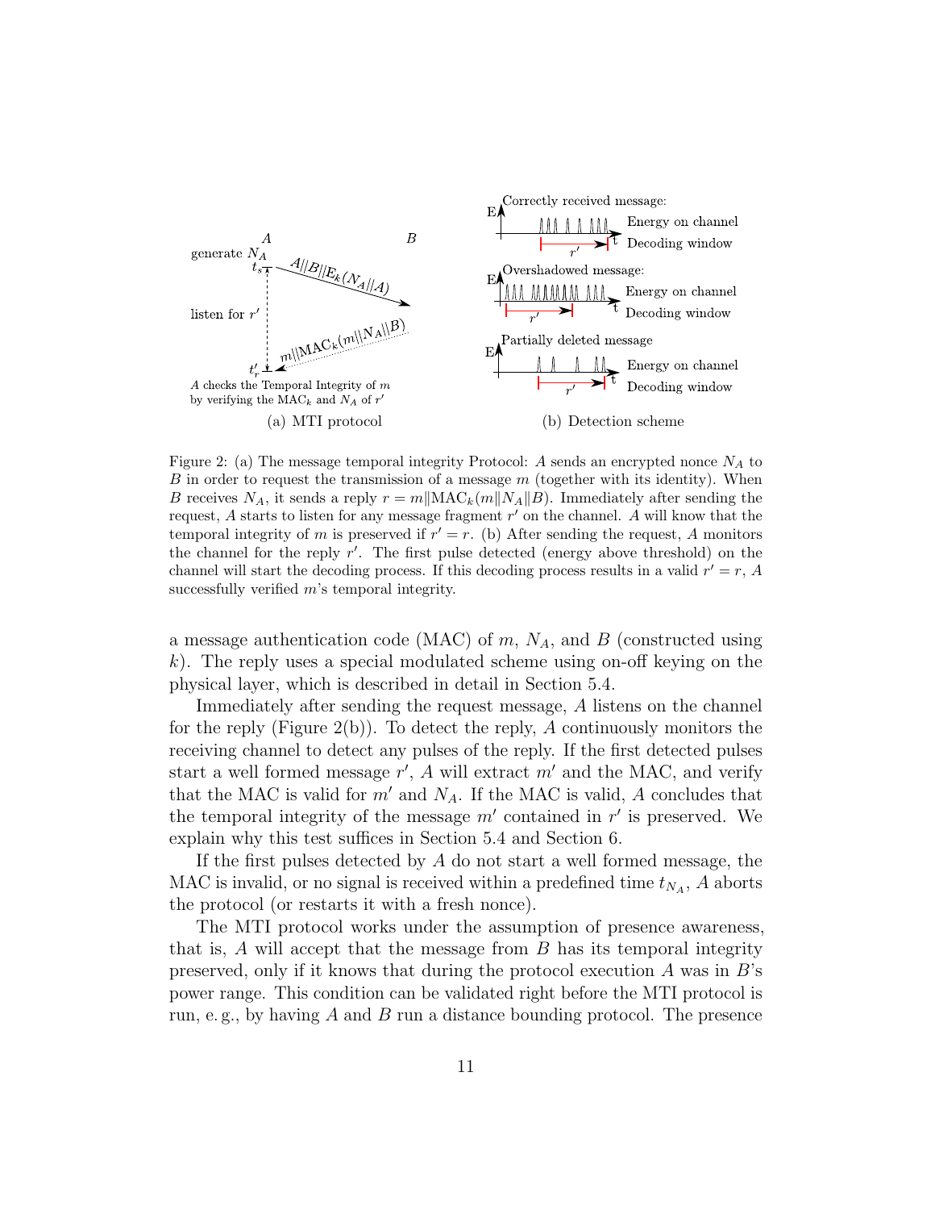Figure 2: (a) The message temporal integrity Protocol: $A$ sends an encrypted nonce $N_A$ to $B$ in order to request the transmission of a message $m$ (together with its identity). When $B$ receives $N_A$, it sends a reply $r = m \| \text{MAC}_k(m \| N_A \| B)$. Immediately after sending the request, $A$ starts to listen for any message fragment $r'$ on the channel. $A$ will know that the temporal integrity of $m$ is preserved if $r' = r$. (b) After sending the request, $A$ monitors the channel for the reply $r'$. The first pulse detected (energy above threshold) on the channel will start the decoding process. If this decoding process results in a valid $r' = r$, $A$ successfully verified $m$'s temporal integrity.

a message authentication code (MAC) of $m$, $N_A$, and $B$ (constructed using $k$). The reply uses a special modulated scheme using on-off keying on the physical layer, which is described in detail in Section 5.4.

Immediately after sending the request message, $A$ listens on the channel for the reply (Figure 2(b)). To detect the reply, $A$ continuously monitors the receiving channel to detect any pulses of the reply. If the first detected pulses start a well formed message $r'$, $A$ will extract $m'$ and the MAC, and verify that the MAC is valid for $m'$ and $N_A$. If the MAC is valid, $A$ concludes that the temporal integrity of the message $m'$ contained in $r'$ is preserved. We explain why this test suffices in Section 5.4 and Section 6.

If the first pulses detected by $A$ do not start a well formed message, the MAC is invalid, or no signal is received within a predefined time $t_{N_A}$, $A$ aborts the protocol (or restarts it with a fresh nonce).

The MTI protocol works under the assumption of presence awareness, that is, $A$ will accept that the message from $B$ has its temporal integrity preserved, only if it knows that during the protocol execution $A$ was in $B$'s power range. This condition can be validated right before the MTI protocol is run, e. g., by having $A$ and $B$ run a distance bounding protocol. The presence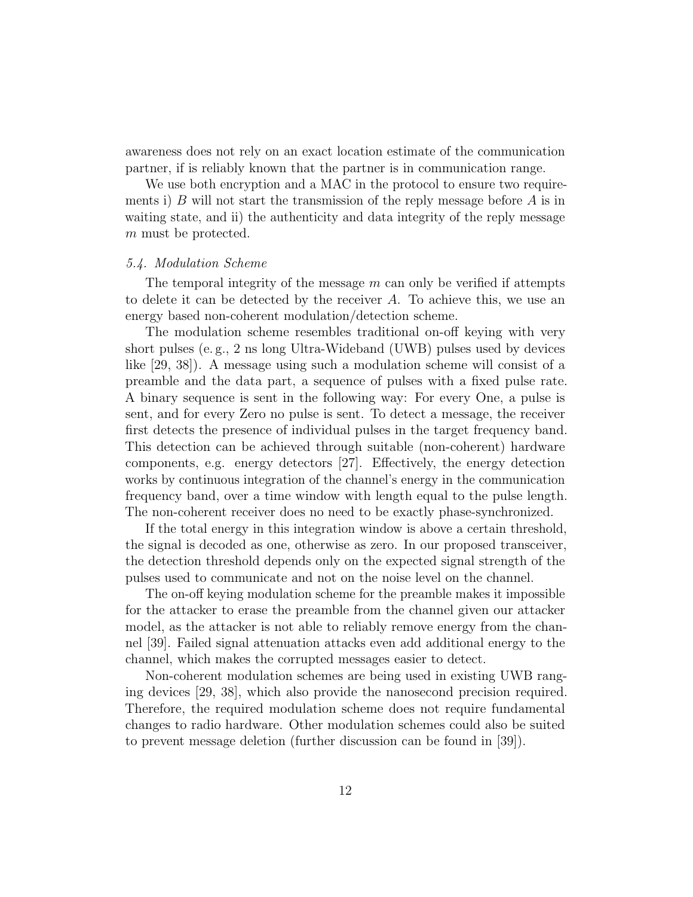awareness does not rely on an exact location estimate of the communication partner, if is reliably known that the partner is in communication range.

We use both encryption and a MAC in the protocol to ensure two requirements i) $B$ will not start the transmission of the reply message before $A$ is in waiting state, and ii) the authenticity and data integrity of the reply message $m$ must be protected.

### *5.4. Modulation Scheme*

The temporal integrity of the message $m$ can only be verified if attempts to delete it can be detected by the receiver $A$. To achieve this, we use an energy based non-coherent modulation/detection scheme.

The modulation scheme resembles traditional on-off keying with very short pulses (e. g., 2 ns long Ultra-Wideband (UWB) pulses used by devices like [29, 38]). A message using such a modulation scheme will consist of a preamble and the data part, a sequence of pulses with a fixed pulse rate. A binary sequence is sent in the following way: For every One, a pulse is sent, and for every Zero no pulse is sent. To detect a message, the receiver first detects the presence of individual pulses in the target frequency band. This detection can be achieved through suitable (non-coherent) hardware components, e.g. energy detectors [27]. Effectively, the energy detection works by continuous integration of the channel's energy in the communication frequency band, over a time window with length equal to the pulse length. The non-coherent receiver does no need to be exactly phase-synchronized.

If the total energy in this integration window is above a certain threshold, the signal is decoded as one, otherwise as zero. In our proposed transceiver, the detection threshold depends only on the expected signal strength of the pulses used to communicate and not on the noise level on the channel.

The on-off keying modulation scheme for the preamble makes it impossible for the attacker to erase the preamble from the channel given our attacker model, as the attacker is not able to reliably remove energy from the channel [39]. Failed signal attenuation attacks even add additional energy to the channel, which makes the corrupted messages easier to detect.

Non-coherent modulation schemes are being used in existing UWB ranging devices [29, 38], which also provide the nanosecond precision required. Therefore, the required modulation scheme does not require fundamental changes to radio hardware. Other modulation schemes could also be suited to prevent message deletion (further discussion can be found in [39]).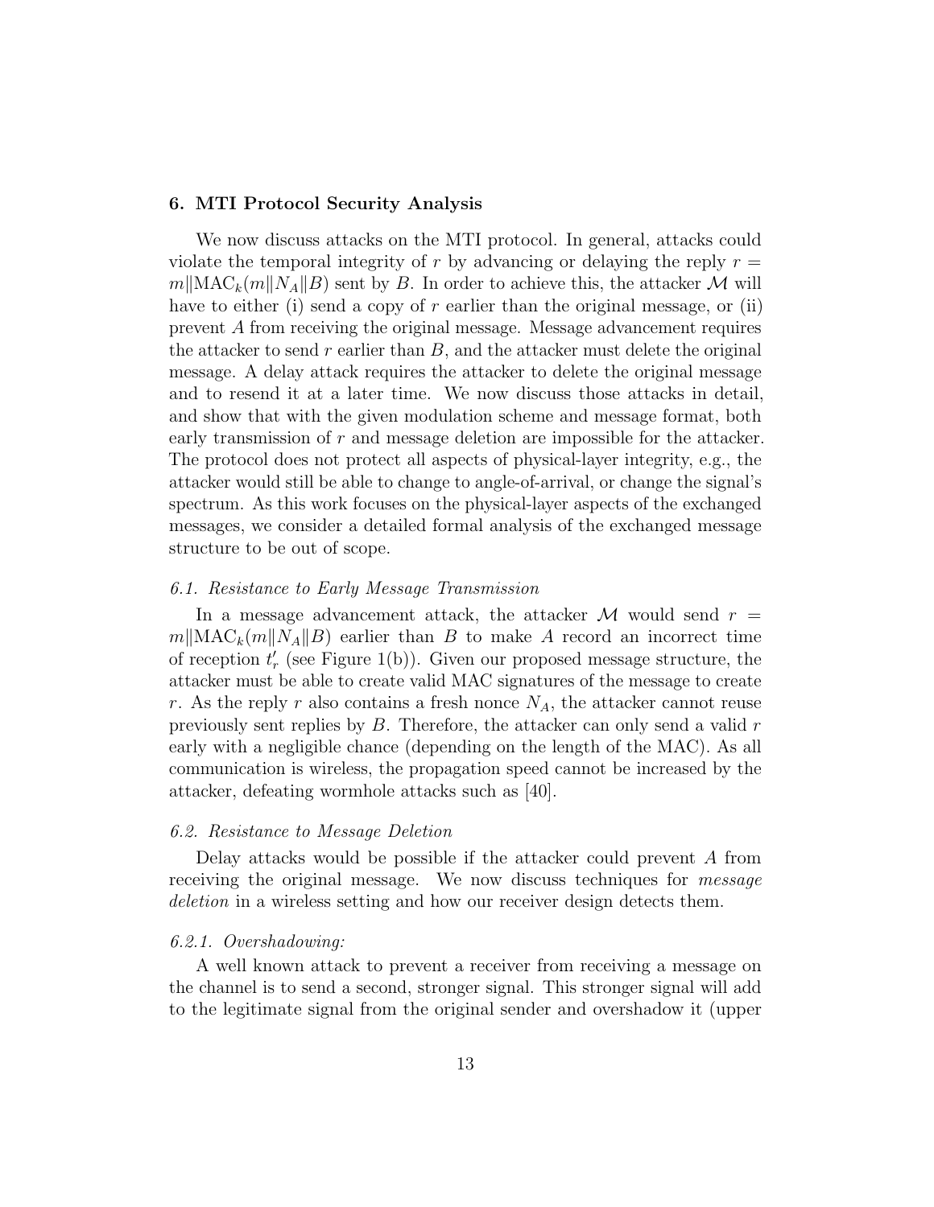## 6. MTI Protocol Security Analysis

We now discuss attacks on the MTI protocol. In general, attacks could violate the temporal integrity of $r$ by advancing or delaying the reply $r = m \| \mathrm{MAC}_k(m \| N_A \| B)$ sent by $B$. In order to achieve this, the attacker $\mathcal{M}$ will have to either (i) send a copy of $r$ earlier than the original message, or (ii) prevent $A$ from receiving the original message. Message advancement requires the attacker to send $r$ earlier than $B$, and the attacker must delete the original message. A delay attack requires the attacker to delete the original message and to resend it at a later time. We now discuss those attacks in detail, and show that with the given modulation scheme and message format, both early transmission of $r$ and message deletion are impossible for the attacker. The protocol does not protect all aspects of physical-layer integrity, e.g., the attacker would still be able to change to angle-of-arrival, or change the signal's spectrum. As this work focuses on the physical-layer aspects of the exchanged messages, we consider a detailed formal analysis of the exchanged message structure to be out of scope.

### 6.1. Resistance to Early Message Transmission

In a message advancement attack, the attacker $\mathcal{M}$ would send $r = m \| \mathrm{MAC}_k(m \| N_A \| B)$ earlier than $B$ to make $A$ record an incorrect time of reception $t'_r$ (see Figure 1(b)). Given our proposed message structure, the attacker must be able to create valid MAC signatures of the message to create $r$. As the reply $r$ also contains a fresh nonce $N_A$, the attacker cannot reuse previously sent replies by $B$. Therefore, the attacker can only send a valid $r$ early with a negligible chance (depending on the length of the MAC). As all communication is wireless, the propagation speed cannot be increased by the attacker, defeating wormhole attacks such as [40].

### 6.2. Resistance to Message Deletion

Delay attacks would be possible if the attacker could prevent $A$ from receiving the original message. We now discuss techniques for *message deletion* in a wireless setting and how our receiver design detects them.

#### 6.2.1. Overshadowing:

A well known attack to prevent a receiver from receiving a message on the channel is to send a second, stronger signal. This stronger signal will add to the legitimate signal from the original sender and overshadow it (upper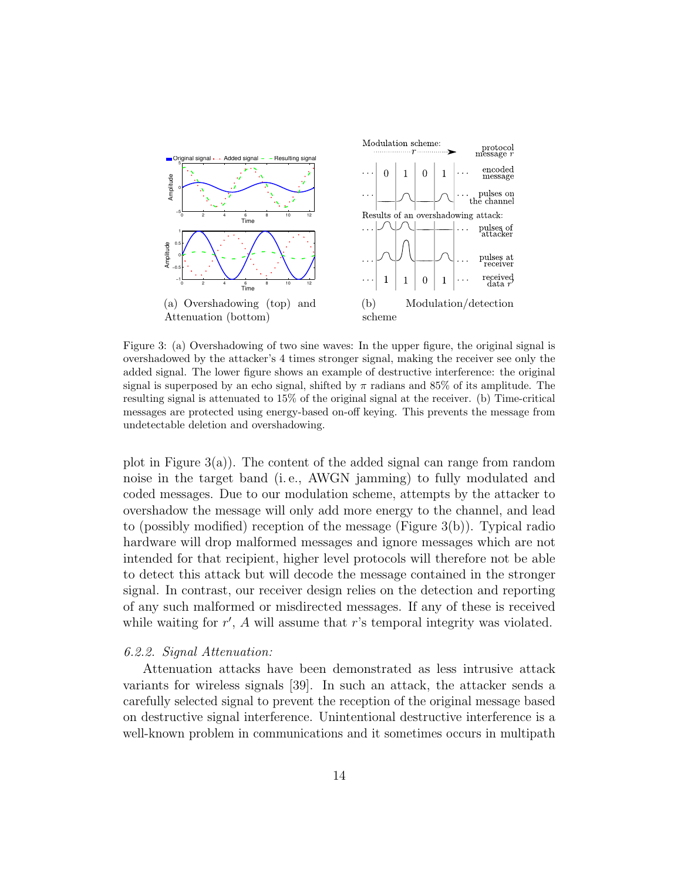(a) Overshadowing (top) and Attenuation (bottom)

(b) Modulation/detection scheme

Figure 3: (a) Overshadowing of two sine waves: In the upper figure, the original signal is overshadowed by the attacker's 4 times stronger signal, making the receiver see only the added signal. The lower figure shows an example of destructive interference: the original signal is superposed by an echo signal, shifted by $\pi$ radians and 85% of its amplitude. The resulting signal is attenuated to 15% of the original signal at the receiver. (b) Time-critical messages are protected using energy-based on-off keying. This prevents the message from undetectable deletion and overshadowing.

plot in Figure 3(a)). The content of the added signal can range from random noise in the target band (i. e., AWGN jamming) to fully modulated and coded messages. Due to our modulation scheme, attempts by the attacker to overshadow the message will only add more energy to the channel, and lead to (possibly modified) reception of the message (Figure 3(b)). Typical radio hardware will drop malformed messages and ignore messages which are not intended for that recipient, higher level protocols will therefore not be able to detect this attack but will decode the message contained in the stronger signal. In contrast, our receiver design relies on the detection and reporting of any such malformed or misdirected messages. If any of these is received while waiting for $r'$, $A$ will assume that $r$'s temporal integrity was violated.

*6.2.2. Signal Attenuation:*

Attenuation attacks have been demonstrated as less intrusive attack variants for wireless signals [39]. In such an attack, the attacker sends a carefully selected signal to prevent the reception of the original message based on destructive signal interference. Unintentional destructive interference is a well-known problem in communications and it sometimes occurs in multipath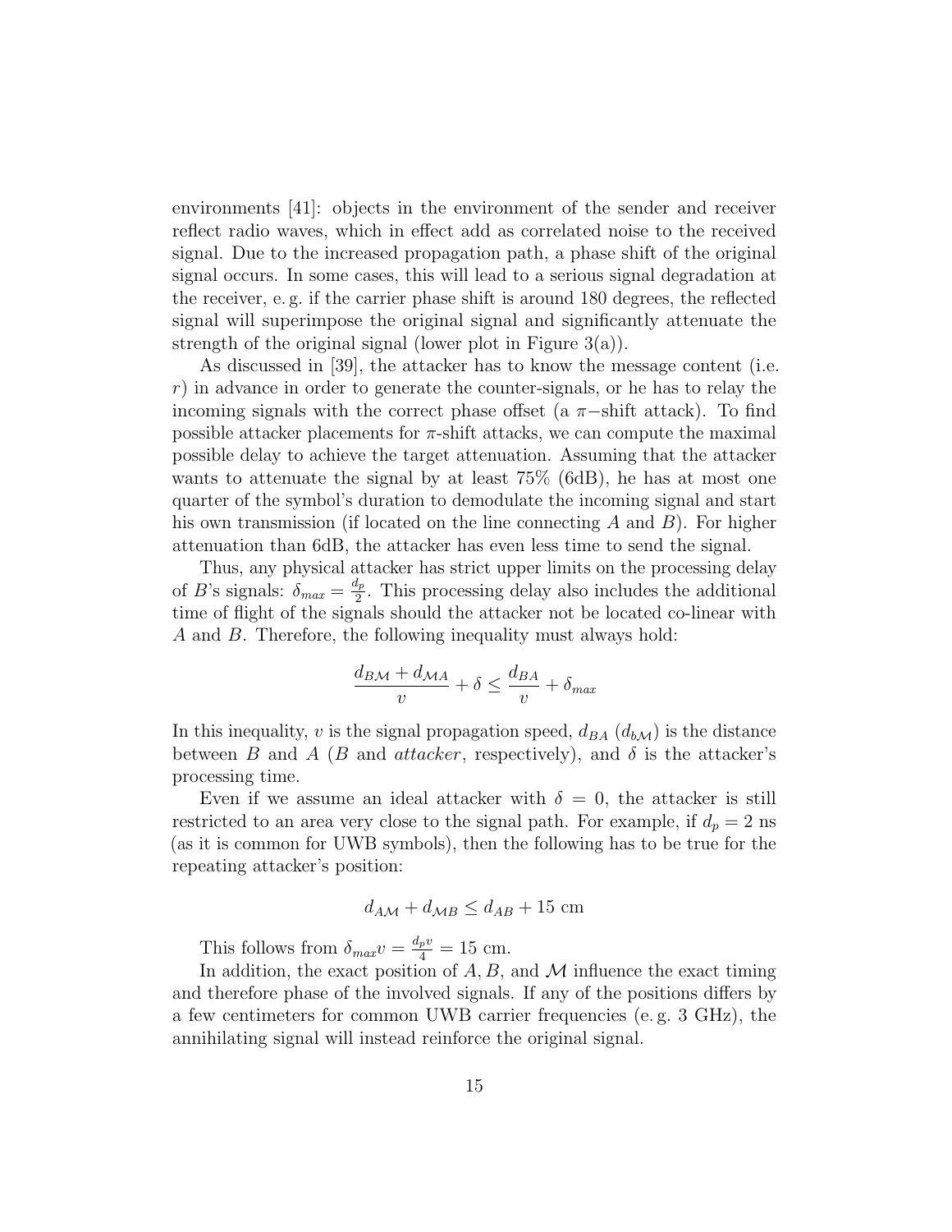environments [41]: objects in the environment of the sender and receiver reflect radio waves, which in effect add as correlated noise to the received signal. Due to the increased propagation path, a phase shift of the original signal occurs. In some cases, this will lead to a serious signal degradation at the receiver, e. g. if the carrier phase shift is around 180 degrees, the reflected signal will superimpose the original signal and significantly attenuate the strength of the original signal (lower plot in Figure 3(a)).

As discussed in [39], the attacker has to know the message content (i.e. $r$) in advance in order to generate the counter-signals, or he has to relay the incoming signals with the correct phase offset (a $\pi-$shift attack). To find possible attacker placements for $\pi$-shift attacks, we can compute the maximal possible delay to achieve the target attenuation. Assuming that the attacker wants to attenuate the signal by at least 75% (6dB), he has at most one quarter of the symbol's duration to demodulate the incoming signal and start his own transmission (if located on the line connecting $A$ and $B$). For higher attenuation than 6dB, the attacker has even less time to send the signal.

Thus, any physical attacker has strict upper limits on the processing delay of $B$'s signals: $\delta_{max} = \frac{d_p}{2}$. This processing delay also includes the additional time of flight of the signals should the attacker not be located co-linear with $A$ and $B$. Therefore, the following inequality must always hold:

$$\frac{d_{B\mathcal{M}} + d_{\mathcal{M}A}}{v} + \delta \leq \frac{d_{BA}}{v} + \delta_{max}$$

In this inequality, $v$ is the signal propagation speed, $d_{BA}$ ($d_{b\mathcal{M}}$) is the distance between $B$ and $A$ ($B$ and *attacker*, respectively), and $\delta$ is the attacker's processing time.

Even if we assume an ideal attacker with $\delta = 0$, the attacker is still restricted to an area very close to the signal path. For example, if $d_p = 2$ ns (as it is common for UWB symbols), then the following has to be true for the repeating attacker's position:

$$d_{A\mathcal{M}} + d_{\mathcal{M}B} \leq d_{AB} + 15 \text{ cm}$$

This follows from $\delta_{max} v = \frac{d_p v}{4} = 15$ cm.

In addition, the exact position of $A, B$, and $\mathcal{M}$ influence the exact timing and therefore phase of the involved signals. If any of the positions differs by a few centimeters for common UWB carrier frequencies (e. g. 3 GHz), the annihilating signal will instead reinforce the original signal.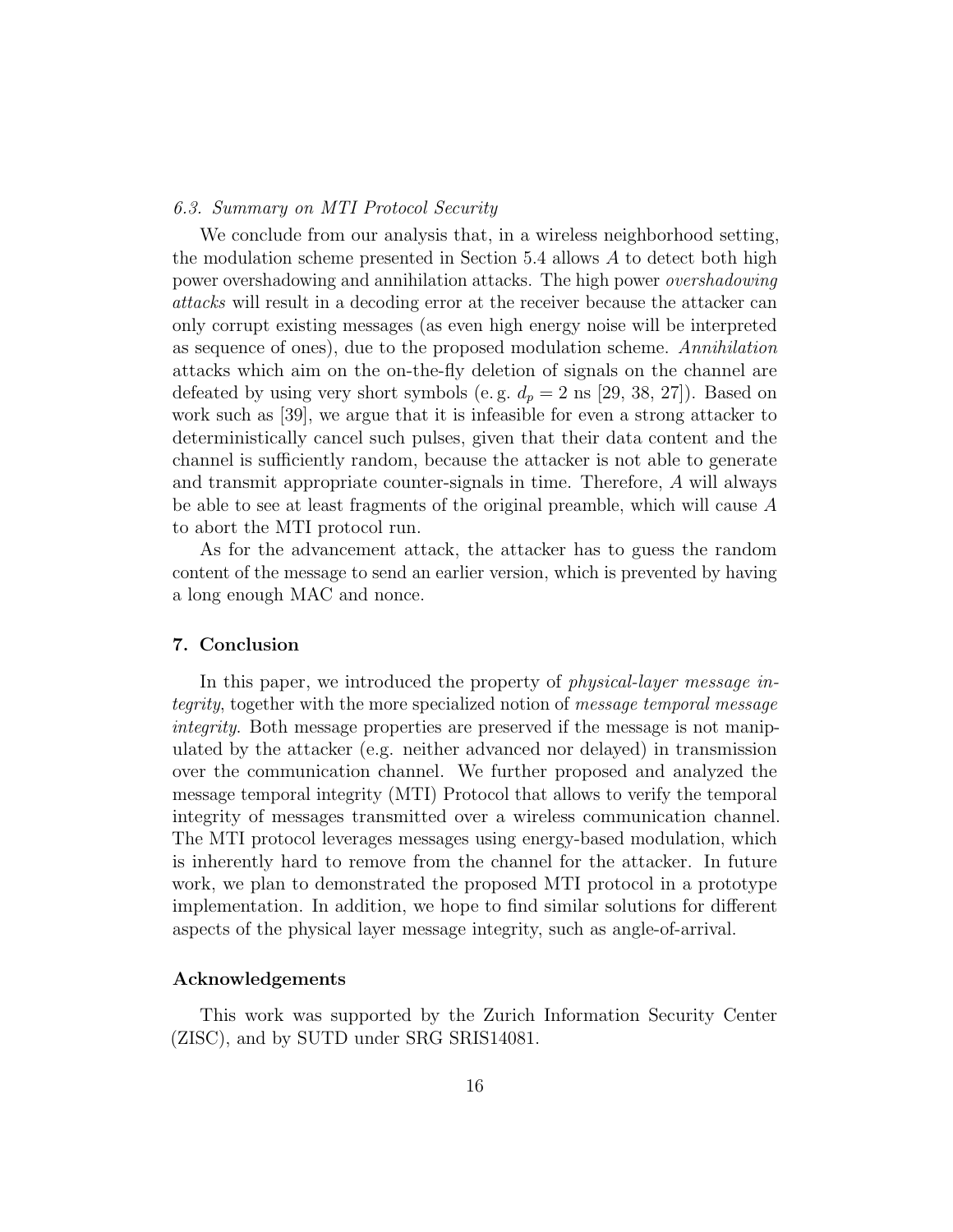### 6.3. Summary on MTI Protocol Security

We conclude from our analysis that, in a wireless neighborhood setting, the modulation scheme presented in Section 5.4 allows $A$ to detect both high power overshadowing and annihilation attacks. The high power *overshadowing attacks* will result in a decoding error at the receiver because the attacker can only corrupt existing messages (as even high energy noise will be interpreted as sequence of ones), due to the proposed modulation scheme. *Annihilation* attacks which aim on the on-the-fly deletion of signals on the channel are defeated by using very short symbols (e. g. $d_p = 2$ ns [29, 38, 27]). Based on work such as [39], we argue that it is infeasible for even a strong attacker to deterministically cancel such pulses, given that their data content and the channel is sufficiently random, because the attacker is not able to generate and transmit appropriate counter-signals in time. Therefore, $A$ will always be able to see at least fragments of the original preamble, which will cause $A$ to abort the MTI protocol run.

As for the advancement attack, the attacker has to guess the random content of the message to send an earlier version, which is prevented by having a long enough MAC and nonce.

## 7. Conclusion

In this paper, we introduced the property of *physical-layer message integrity*, together with the more specialized notion of *message temporal message integrity*. Both message properties are preserved if the message is not manipulated by the attacker (e.g. neither advanced nor delayed) in transmission over the communication channel. We further proposed and analyzed the message temporal integrity (MTI) Protocol that allows to verify the temporal integrity of messages transmitted over a wireless communication channel. The MTI protocol leverages messages using energy-based modulation, which is inherently hard to remove from the channel for the attacker. In future work, we plan to demonstrated the proposed MTI protocol in a prototype implementation. In addition, we hope to find similar solutions for different aspects of the physical layer message integrity, such as angle-of-arrival.

## Acknowledgements

This work was supported by the Zurich Information Security Center (ZISC), and by SUTD under SRG SRIS14081.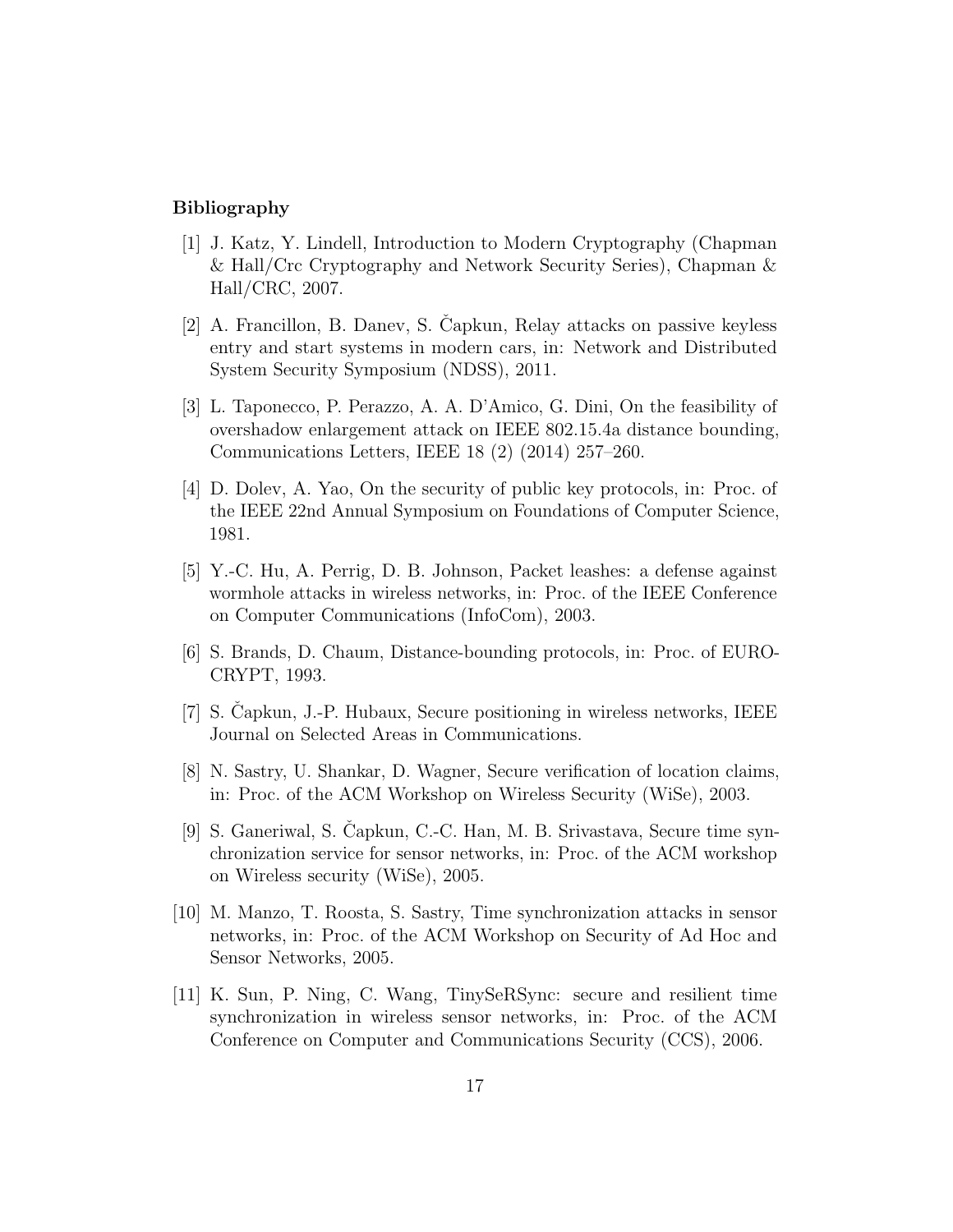## Bibliography

[1] J. Katz, Y. Lindell, Introduction to Modern Cryptography (Chapman & Hall/Crc Cryptography and Network Security Series), Chapman & Hall/CRC, 2007.

[2] A. Francillon, B. Danev, S. Čapkun, Relay attacks on passive keyless entry and start systems in modern cars, in: Network and Distributed System Security Symposium (NDSS), 2011.

[3] L. Taponecco, P. Perazzo, A. A. D'Amico, G. Dini, On the feasibility of overshadow enlargement attack on IEEE 802.15.4a distance bounding, Communications Letters, IEEE 18 (2) (2014) 257–260.

[4] D. Dolev, A. Yao, On the security of public key protocols, in: Proc. of the IEEE 22nd Annual Symposium on Foundations of Computer Science, 1981.

[5] Y.-C. Hu, A. Perrig, D. B. Johnson, Packet leashes: a defense against wormhole attacks in wireless networks, in: Proc. of the IEEE Conference on Computer Communications (InfoCom), 2003.

[6] S. Brands, D. Chaum, Distance-bounding protocols, in: Proc. of EUROCRYPT, 1993.

[7] S. Čapkun, J.-P. Hubaux, Secure positioning in wireless networks, IEEE Journal on Selected Areas in Communications.

[8] N. Sastry, U. Shankar, D. Wagner, Secure verification of location claims, in: Proc. of the ACM Workshop on Wireless Security (WiSe), 2003.

[9] S. Ganeriwal, S. Čapkun, C.-C. Han, M. B. Srivastava, Secure time synchronization service for sensor networks, in: Proc. of the ACM workshop on Wireless security (WiSe), 2005.

[10] M. Manzo, T. Roosta, S. Sastry, Time synchronization attacks in sensor networks, in: Proc. of the ACM Workshop on Security of Ad Hoc and Sensor Networks, 2005.

[11] K. Sun, P. Ning, C. Wang, TinySeRSync: secure and resilient time synchronization in wireless sensor networks, in: Proc. of the ACM Conference on Computer and Communications Security (CCS), 2006.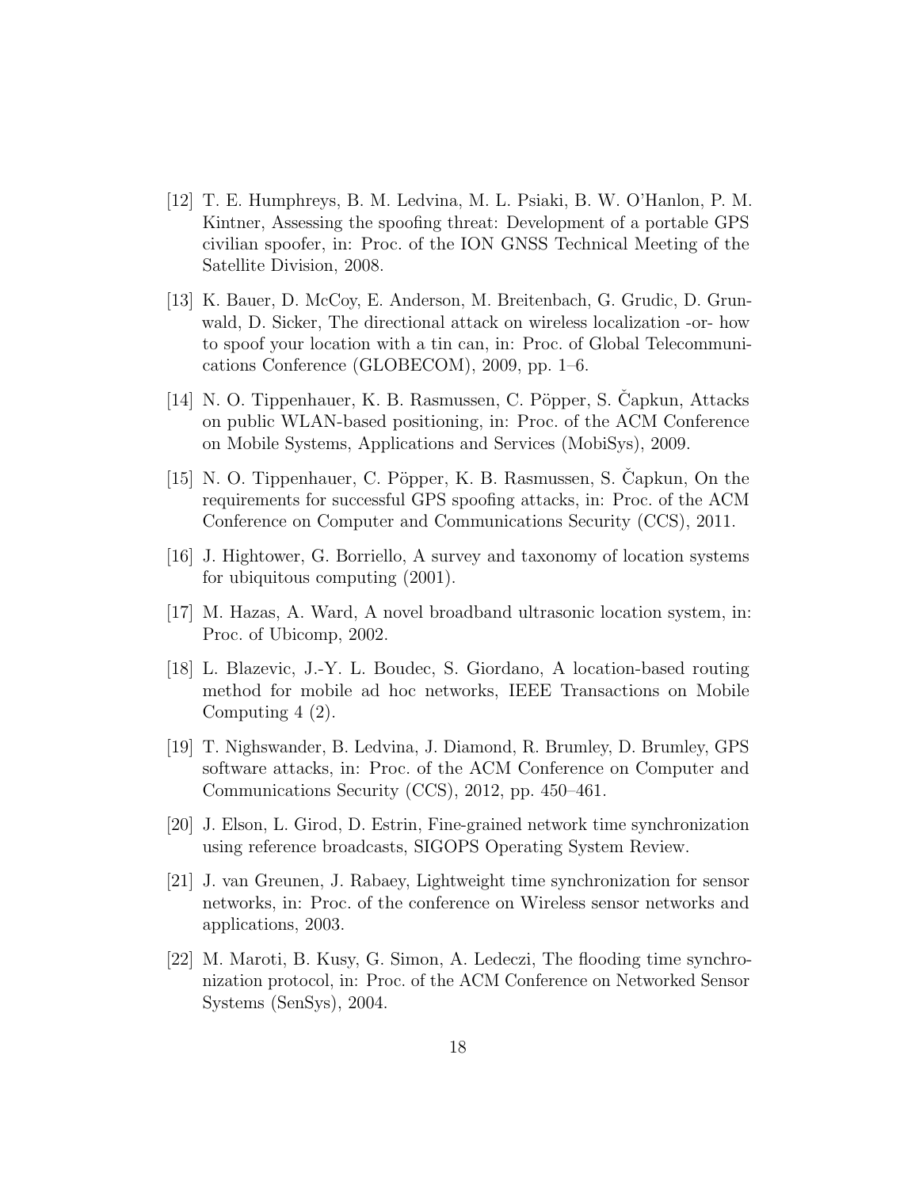[12] T. E. Humphreys, B. M. Ledvina, M. L. Psiaki, B. W. O'Hanlon, P. M. Kintner, Assessing the spoofing threat: Development of a portable GPS civilian spoofer, in: Proc. of the ION GNSS Technical Meeting of the Satellite Division, 2008.

[13] K. Bauer, D. McCoy, E. Anderson, M. Breitenbach, G. Grudic, D. Grunwald, D. Sicker, The directional attack on wireless localization -or- how to spoof your location with a tin can, in: Proc. of Global Telecommunications Conference (GLOBECOM), 2009, pp. 1–6.

[14] N. O. Tippenhauer, K. B. Rasmussen, C. Pöpper, S. Čapkun, Attacks on public WLAN-based positioning, in: Proc. of the ACM Conference on Mobile Systems, Applications and Services (MobiSys), 2009.

[15] N. O. Tippenhauer, C. Pöpper, K. B. Rasmussen, S. Čapkun, On the requirements for successful GPS spoofing attacks, in: Proc. of the ACM Conference on Computer and Communications Security (CCS), 2011.

[16] J. Hightower, G. Borriello, A survey and taxonomy of location systems for ubiquitous computing (2001).

[17] M. Hazas, A. Ward, A novel broadband ultrasonic location system, in: Proc. of Ubicomp, 2002.

[18] L. Blazevic, J.-Y. L. Boudec, S. Giordano, A location-based routing method for mobile ad hoc networks, IEEE Transactions on Mobile Computing 4 (2).

[19] T. Nighswander, B. Ledvina, J. Diamond, R. Brumley, D. Brumley, GPS software attacks, in: Proc. of the ACM Conference on Computer and Communications Security (CCS), 2012, pp. 450–461.

[20] J. Elson, L. Girod, D. Estrin, Fine-grained network time synchronization using reference broadcasts, SIGOPS Operating System Review.

[21] J. van Greunen, J. Rabaey, Lightweight time synchronization for sensor networks, in: Proc. of the conference on Wireless sensor networks and applications, 2003.

[22] M. Maroti, B. Kusy, G. Simon, A. Ledeczi, The flooding time synchronization protocol, in: Proc. of the ACM Conference on Networked Sensor Systems (SenSys), 2004.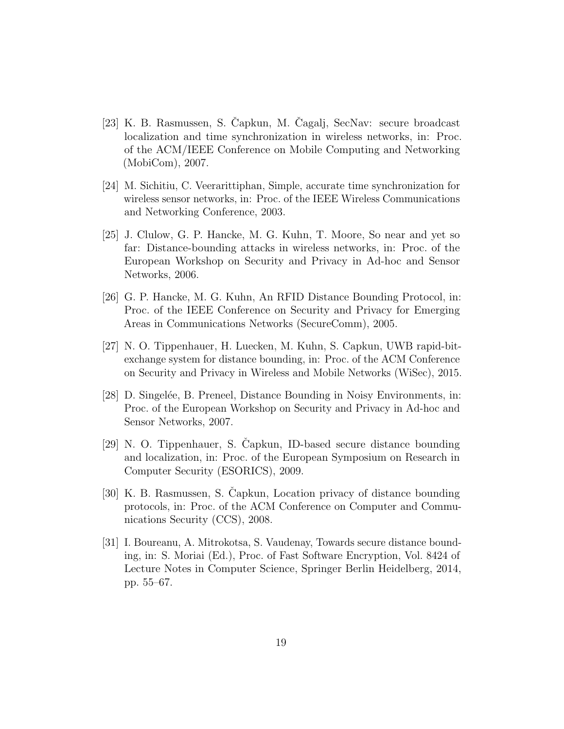[23] K. B. Rasmussen, S. Čapkun, M. Čagalj, SecNav: secure broadcast localization and time synchronization in wireless networks, in: Proc. of the ACM/IEEE Conference on Mobile Computing and Networking (MobiCom), 2007.

[24] M. Sichitiu, C. Veerarittiphan, Simple, accurate time synchronization for wireless sensor networks, in: Proc. of the IEEE Wireless Communications and Networking Conference, 2003.

[25] J. Clulow, G. P. Hancke, M. G. Kuhn, T. Moore, So near and yet so far: Distance-bounding attacks in wireless networks, in: Proc. of the European Workshop on Security and Privacy in Ad-hoc and Sensor Networks, 2006.

[26] G. P. Hancke, M. G. Kuhn, An RFID Distance Bounding Protocol, in: Proc. of the IEEE Conference on Security and Privacy for Emerging Areas in Communications Networks (SecureComm), 2005.

[27] N. O. Tippenhauer, H. Luecken, M. Kuhn, S. Capkun, UWB rapid-bit-exchange system for distance bounding, in: Proc. of the ACM Conference on Security and Privacy in Wireless and Mobile Networks (WiSec), 2015.

[28] D. Singelée, B. Preneel, Distance Bounding in Noisy Environments, in: Proc. of the European Workshop on Security and Privacy in Ad-hoc and Sensor Networks, 2007.

[29] N. O. Tippenhauer, S. Čapkun, ID-based secure distance bounding and localization, in: Proc. of the European Symposium on Research in Computer Security (ESORICS), 2009.

[30] K. B. Rasmussen, S. Čapkun, Location privacy of distance bounding protocols, in: Proc. of the ACM Conference on Computer and Communications Security (CCS), 2008.

[31] I. Boureanu, A. Mitrokotsa, S. Vaudenay, Towards secure distance bounding, in: S. Moriai (Ed.), Proc. of Fast Software Encryption, Vol. 8424 of Lecture Notes in Computer Science, Springer Berlin Heidelberg, 2014, pp. 55–67.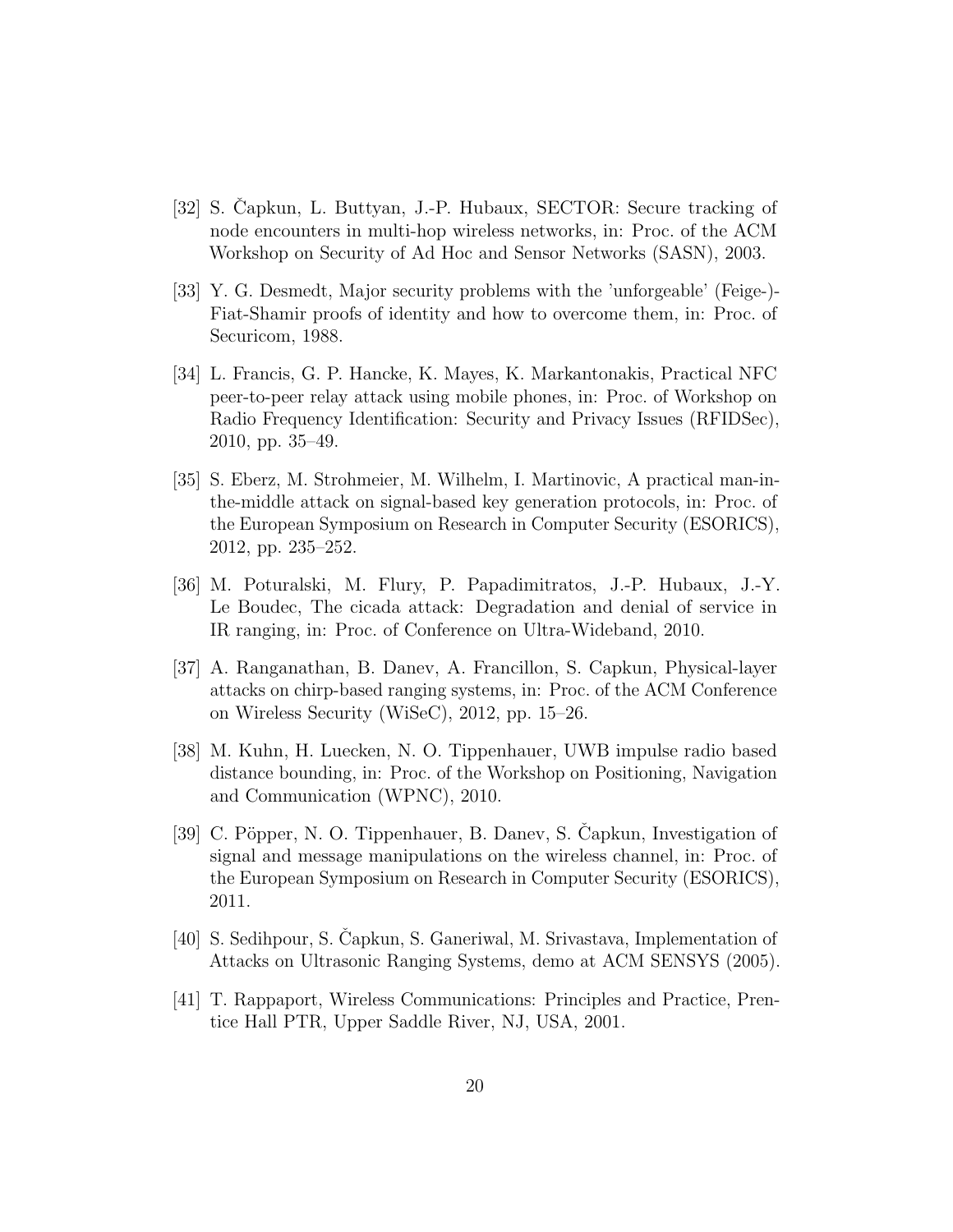[32] S. Čapkun, L. Buttyan, J.-P. Hubaux, SECTOR: Secure tracking of node encounters in multi-hop wireless networks, in: Proc. of the ACM Workshop on Security of Ad Hoc and Sensor Networks (SASN), 2003.

[33] Y. G. Desmedt, Major security problems with the 'unforgeable' (Feige-)-Fiat-Shamir proofs of identity and how to overcome them, in: Proc. of Securicom, 1988.

[34] L. Francis, G. P. Hancke, K. Mayes, K. Markantonakis, Practical NFC peer-to-peer relay attack using mobile phones, in: Proc. of Workshop on Radio Frequency Identification: Security and Privacy Issues (RFIDSec), 2010, pp. 35–49.

[35] S. Eberz, M. Strohmeier, M. Wilhelm, I. Martinovic, A practical man-in-the-middle attack on signal-based key generation protocols, in: Proc. of the European Symposium on Research in Computer Security (ESORICS), 2012, pp. 235–252.

[36] M. Poturalski, M. Flury, P. Papadimitratos, J.-P. Hubaux, J.-Y. Le Boudec, The cicada attack: Degradation and denial of service in IR ranging, in: Proc. of Conference on Ultra-Wideband, 2010.

[37] A. Ranganathan, B. Danev, A. Francillon, S. Capkun, Physical-layer attacks on chirp-based ranging systems, in: Proc. of the ACM Conference on Wireless Security (WiSeC), 2012, pp. 15–26.

[38] M. Kuhn, H. Luecken, N. O. Tippenhauer, UWB impulse radio based distance bounding, in: Proc. of the Workshop on Positioning, Navigation and Communication (WPNC), 2010.

[39] C. Pöpper, N. O. Tippenhauer, B. Danev, S. Čapkun, Investigation of signal and message manipulations on the wireless channel, in: Proc. of the European Symposium on Research in Computer Security (ESORICS), 2011.

[40] S. Sedihpour, S. Čapkun, S. Ganeriwal, M. Srivastava, Implementation of Attacks on Ultrasonic Ranging Systems, demo at ACM SENSYS (2005).

[41] T. Rappaport, Wireless Communications: Principles and Practice, Prentice Hall PTR, Upper Saddle River, NJ, USA, 2001.